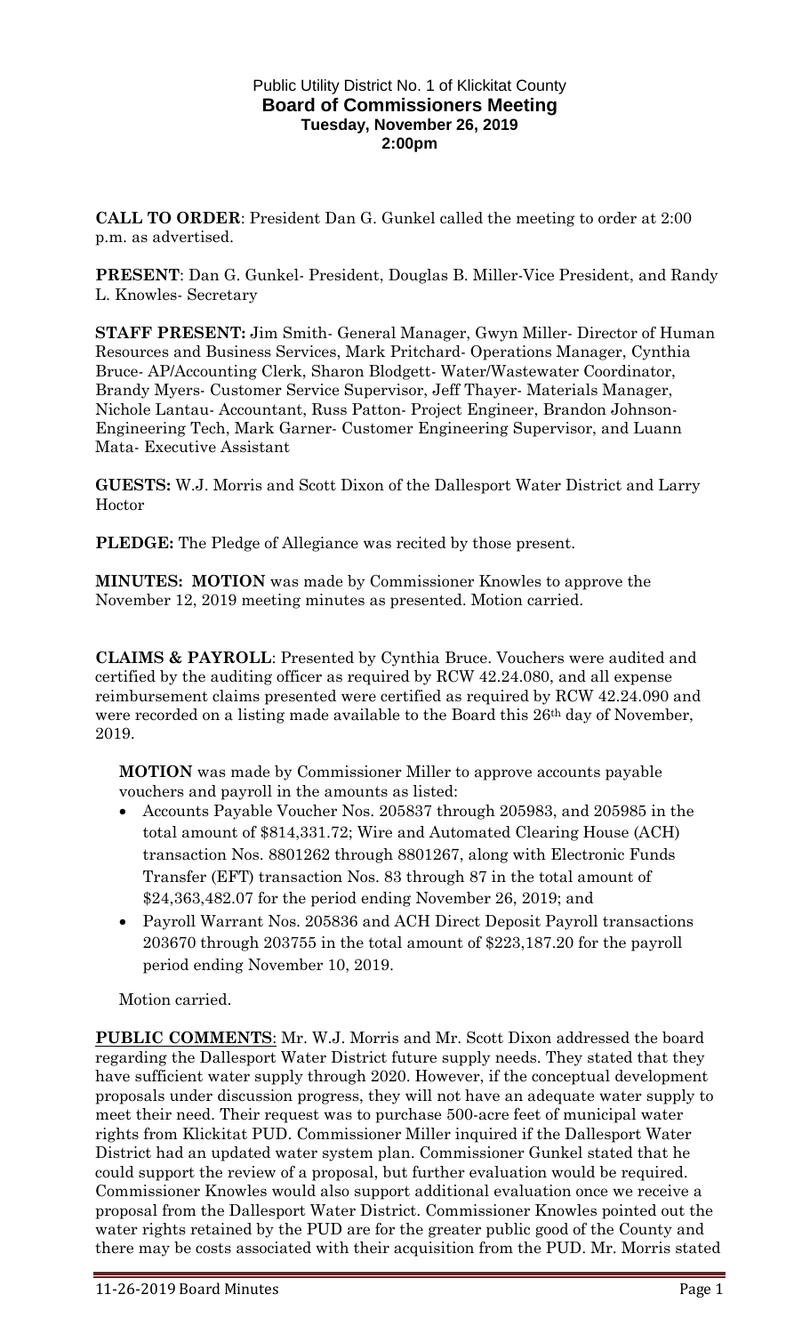Public Utility District No. 1 of Klickitat County
**Board of Commissioners Meeting**
**Tuesday, November 26, 2019**
**2:00pm**

**CALL TO ORDER**: President Dan G. Gunkel called the meeting to order at 2:00 p.m. as advertised.

**PRESENT**: Dan G. Gunkel- President, Douglas B. Miller-Vice President, and Randy L. Knowles- Secretary

**STAFF PRESENT:** Jim Smith- General Manager, Gwyn Miller- Director of Human Resources and Business Services, Mark Pritchard- Operations Manager, Cynthia Bruce- AP/Accounting Clerk, Sharon Blodgett- Water/Wastewater Coordinator, Brandy Myers- Customer Service Supervisor, Jeff Thayer- Materials Manager, Nichole Lantau- Accountant, Russ Patton- Project Engineer, Brandon Johnson- Engineering Tech, Mark Garner- Customer Engineering Supervisor, and Luann Mata- Executive Assistant

**GUESTS:** W.J. Morris and Scott Dixon of the Dallesport Water District and Larry Hoctor

**PLEDGE:** The Pledge of Allegiance was recited by those present.

**MINUTES: MOTION** was made by Commissioner Knowles to approve the November 12, 2019 meeting minutes as presented. Motion carried.

**CLAIMS & PAYROLL**: Presented by Cynthia Bruce. Vouchers were audited and certified by the auditing officer as required by RCW 42.24.080, and all expense reimbursement claims presented were certified as required by RCW 42.24.090 and were recorded on a listing made available to the Board this 26th day of November, 2019.

**MOTION** was made by Commissioner Miller to approve accounts payable vouchers and payroll in the amounts as listed:

- Accounts Payable Voucher Nos. 205837 through 205983, and 205985 in the total amount of $814,331.72; Wire and Automated Clearing House (ACH) transaction Nos. 8801262 through 8801267, along with Electronic Funds Transfer (EFT) transaction Nos. 83 through 87 in the total amount of $24,363,482.07 for the period ending November 26, 2019; and
- Payroll Warrant Nos. 205836 and ACH Direct Deposit Payroll transactions 203670 through 203755 in the total amount of $223,187.20 for the payroll period ending November 10, 2019.

Motion carried.

**PUBLIC COMMENTS**: Mr. W.J. Morris and Mr. Scott Dixon addressed the board regarding the Dallesport Water District future supply needs. They stated that they have sufficient water supply through 2020. However, if the conceptual development proposals under discussion progress, they will not have an adequate water supply to meet their need. Their request was to purchase 500-acre feet of municipal water rights from Klickitat PUD. Commissioner Miller inquired if the Dallesport Water District had an updated water system plan. Commissioner Gunkel stated that he could support the review of a proposal, but further evaluation would be required. Commissioner Knowles would also support additional evaluation once we receive a proposal from the Dallesport Water District. Commissioner Knowles pointed out the water rights retained by the PUD are for the greater public good of the County and there may be costs associated with their acquisition from the PUD. Mr. Morris stated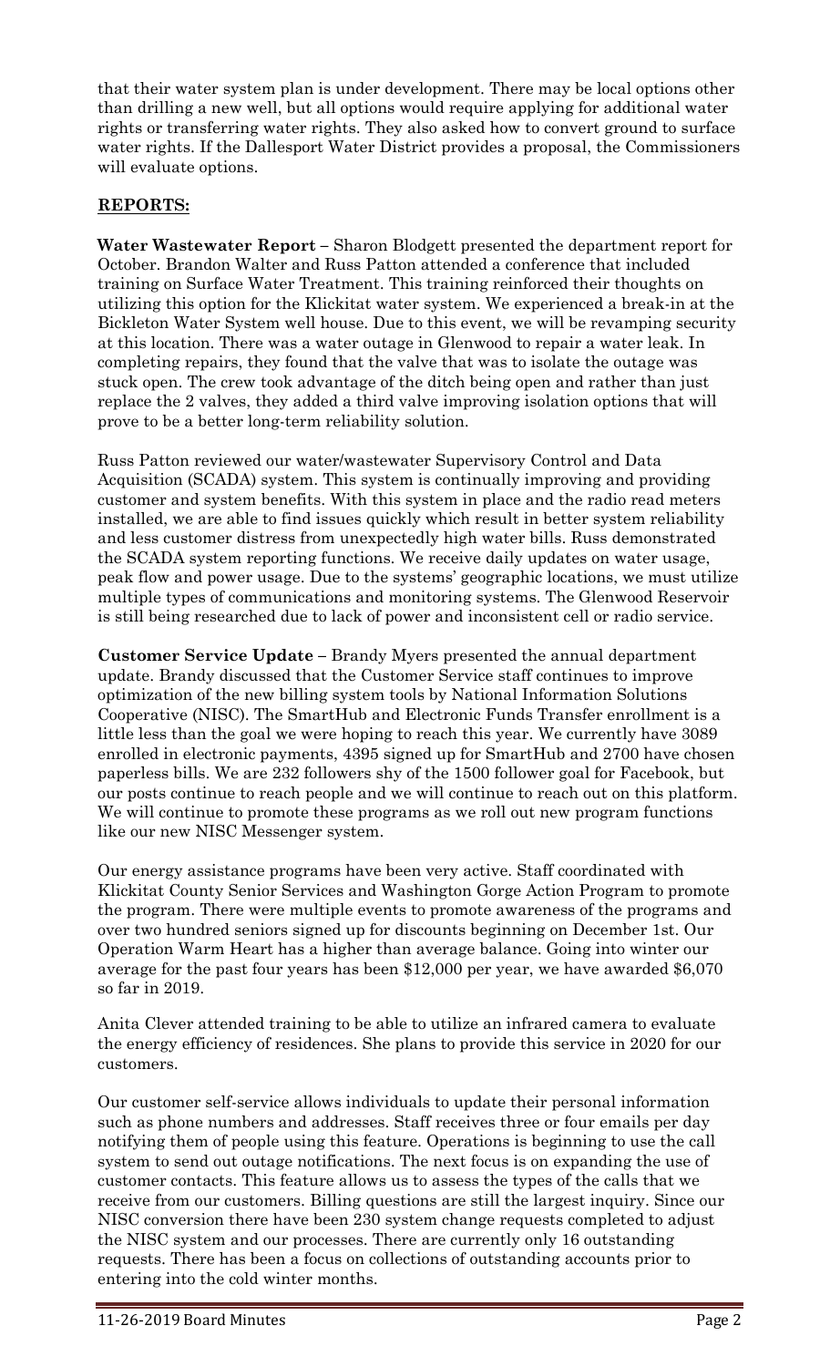that their water system plan is under development. There may be local options other than drilling a new well, but all options would require applying for additional water rights or transferring water rights. They also asked how to convert ground to surface water rights. If the Dallesport Water District provides a proposal, the Commissioners will evaluate options.

## REPORTS:

**Water Wastewater Report –** Sharon Blodgett presented the department report for October. Brandon Walter and Russ Patton attended a conference that included training on Surface Water Treatment. This training reinforced their thoughts on utilizing this option for the Klickitat water system. We experienced a break-in at the Bickleton Water System well house. Due to this event, we will be revamping security at this location. There was a water outage in Glenwood to repair a water leak. In completing repairs, they found that the valve that was to isolate the outage was stuck open. The crew took advantage of the ditch being open and rather than just replace the 2 valves, they added a third valve improving isolation options that will prove to be a better long-term reliability solution.

Russ Patton reviewed our water/wastewater Supervisory Control and Data Acquisition (SCADA) system. This system is continually improving and providing customer and system benefits. With this system in place and the radio read meters installed, we are able to find issues quickly which result in better system reliability and less customer distress from unexpectedly high water bills. Russ demonstrated the SCADA system reporting functions. We receive daily updates on water usage, peak flow and power usage. Due to the systems' geographic locations, we must utilize multiple types of communications and monitoring systems. The Glenwood Reservoir is still being researched due to lack of power and inconsistent cell or radio service.

**Customer Service Update –** Brandy Myers presented the annual department update. Brandy discussed that the Customer Service staff continues to improve optimization of the new billing system tools by National Information Solutions Cooperative (NISC). The SmartHub and Electronic Funds Transfer enrollment is a little less than the goal we were hoping to reach this year. We currently have 3089 enrolled in electronic payments, 4395 signed up for SmartHub and 2700 have chosen paperless bills. We are 232 followers shy of the 1500 follower goal for Facebook, but our posts continue to reach people and we will continue to reach out on this platform. We will continue to promote these programs as we roll out new program functions like our new NISC Messenger system.

Our energy assistance programs have been very active. Staff coordinated with Klickitat County Senior Services and Washington Gorge Action Program to promote the program. There were multiple events to promote awareness of the programs and over two hundred seniors signed up for discounts beginning on December 1st. Our Operation Warm Heart has a higher than average balance. Going into winter our average for the past four years has been $12,000 per year, we have awarded $6,070 so far in 2019.

Anita Clever attended training to be able to utilize an infrared camera to evaluate the energy efficiency of residences. She plans to provide this service in 2020 for our customers.

Our customer self-service allows individuals to update their personal information such as phone numbers and addresses. Staff receives three or four emails per day notifying them of people using this feature. Operations is beginning to use the call system to send out outage notifications. The next focus is on expanding the use of customer contacts. This feature allows us to assess the types of the calls that we receive from our customers. Billing questions are still the largest inquiry. Since our NISC conversion there have been 230 system change requests completed to adjust the NISC system and our processes. There are currently only 16 outstanding requests. There has been a focus on collections of outstanding accounts prior to entering into the cold winter months.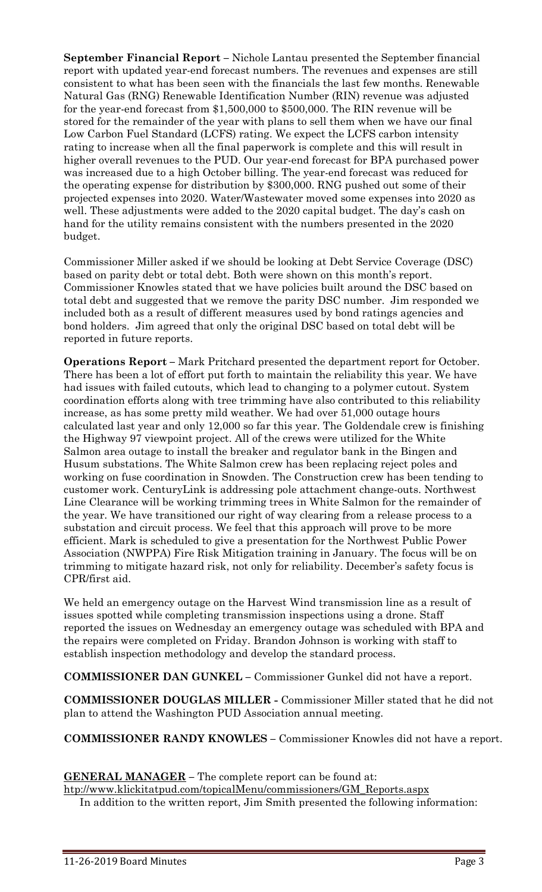**September Financial Report** – Nichole Lantau presented the September financial report with updated year-end forecast numbers. The revenues and expenses are still consistent to what has been seen with the financials the last few months. Renewable Natural Gas (RNG) Renewable Identification Number (RIN) revenue was adjusted for the year-end forecast from $1,500,000 to $500,000. The RIN revenue will be stored for the remainder of the year with plans to sell them when we have our final Low Carbon Fuel Standard (LCFS) rating. We expect the LCFS carbon intensity rating to increase when all the final paperwork is complete and this will result in higher overall revenues to the PUD. Our year-end forecast for BPA purchased power was increased due to a high October billing. The year-end forecast was reduced for the operating expense for distribution by $300,000. RNG pushed out some of their projected expenses into 2020. Water/Wastewater moved some expenses into 2020 as well. These adjustments were added to the 2020 capital budget. The day's cash on hand for the utility remains consistent with the numbers presented in the 2020 budget.

Commissioner Miller asked if we should be looking at Debt Service Coverage (DSC) based on parity debt or total debt. Both were shown on this month's report. Commissioner Knowles stated that we have policies built around the DSC based on total debt and suggested that we remove the parity DSC number. Jim responded we included both as a result of different measures used by bond ratings agencies and bond holders. Jim agreed that only the original DSC based on total debt will be reported in future reports.

**Operations Report** – Mark Pritchard presented the department report for October. There has been a lot of effort put forth to maintain the reliability this year. We have had issues with failed cutouts, which lead to changing to a polymer cutout. System coordination efforts along with tree trimming have also contributed to this reliability increase, as has some pretty mild weather. We had over 51,000 outage hours calculated last year and only 12,000 so far this year. The Goldendale crew is finishing the Highway 97 viewpoint project. All of the crews were utilized for the White Salmon area outage to install the breaker and regulator bank in the Bingen and Husum substations. The White Salmon crew has been replacing reject poles and working on fuse coordination in Snowden. The Construction crew has been tending to customer work. CenturyLink is addressing pole attachment change-outs. Northwest Line Clearance will be working trimming trees in White Salmon for the remainder of the year. We have transitioned our right of way clearing from a release process to a substation and circuit process. We feel that this approach will prove to be more efficient. Mark is scheduled to give a presentation for the Northwest Public Power Association (NWPPA) Fire Risk Mitigation training in January. The focus will be on trimming to mitigate hazard risk, not only for reliability. December's safety focus is CPR/first aid.

We held an emergency outage on the Harvest Wind transmission line as a result of issues spotted while completing transmission inspections using a drone. Staff reported the issues on Wednesday an emergency outage was scheduled with BPA and the repairs were completed on Friday. Brandon Johnson is working with staff to establish inspection methodology and develop the standard process.

**COMMISSIONER DAN GUNKEL** – Commissioner Gunkel did not have a report.

**COMMISSIONER DOUGLAS MILLER -** Commissioner Miller stated that he did not plan to attend the Washington PUD Association annual meeting.

**COMMISSIONER RANDY KNOWLES** – Commissioner Knowles did not have a report.

**GENERAL MANAGER** – The complete report can be found at:
http://www.klickitatpud.com/topicalMenu/commissioners/GM_Reports.aspx

In addition to the written report, Jim Smith presented the following information: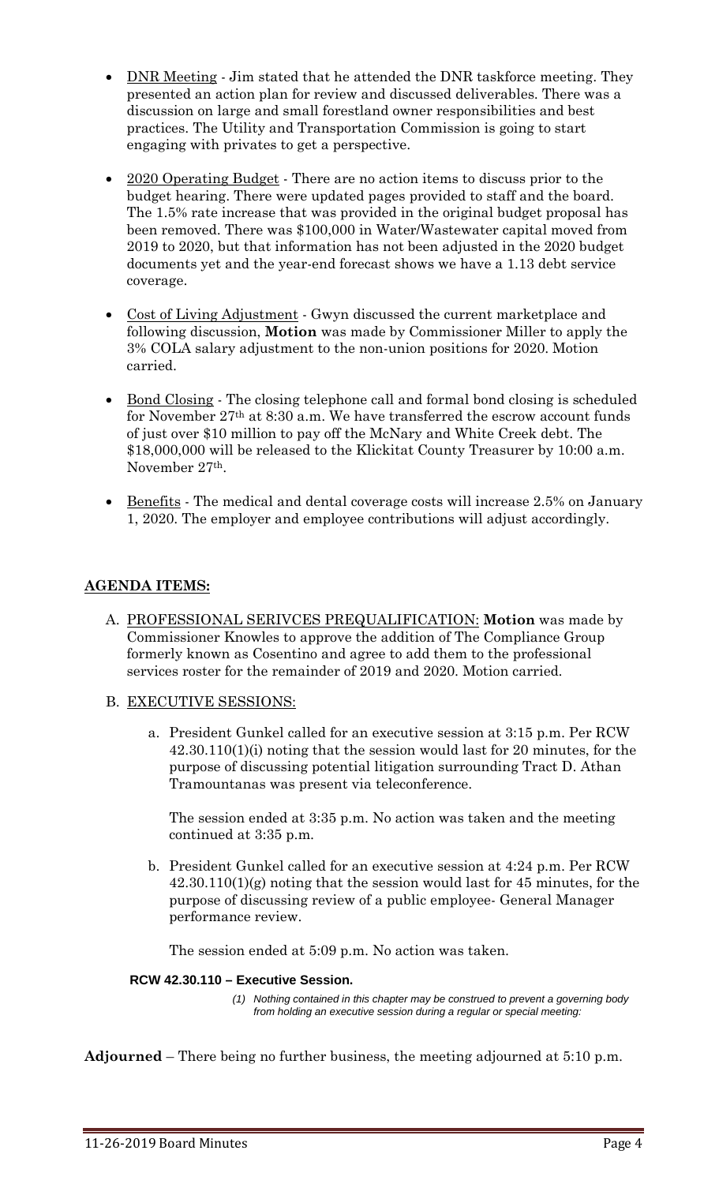- <u>DNR Meeting</u> - Jim stated that he attended the DNR taskforce meeting. They presented an action plan for review and discussed deliverables. There was a discussion on large and small forestland owner responsibilities and best practices. The Utility and Transportation Commission is going to start engaging with privates to get a perspective.

- <u>2020 Operating Budget</u> - There are no action items to discuss prior to the budget hearing. There were updated pages provided to staff and the board. The 1.5% rate increase that was provided in the original budget proposal has been removed. There was $100,000 in Water/Wastewater capital moved from 2019 to 2020, but that information has not been adjusted in the 2020 budget documents yet and the year-end forecast shows we have a 1.13 debt service coverage.

- <u>Cost of Living Adjustment</u> - Gwyn discussed the current marketplace and following discussion, **Motion** was made by Commissioner Miller to apply the 3% COLA salary adjustment to the non-union positions for 2020. Motion carried.

- <u>Bond Closing</u> - The closing telephone call and formal bond closing is scheduled for November 27th at 8:30 a.m. We have transferred the escrow account funds of just over $10 million to pay off the McNary and White Creek debt. The $18,000,000 will be released to the Klickitat County Treasurer by 10:00 a.m. November 27th.

- <u>Benefits</u> - The medical and dental coverage costs will increase 2.5% on January 1, 2020. The employer and employee contributions will adjust accordingly.

## AGENDA ITEMS:

A. <u>PROFESSIONAL SERIVCES PREQUALIFICATION:</u> **Motion** was made by Commissioner Knowles to approve the addition of The Compliance Group formerly known as Cosentino and agree to add them to the professional services roster for the remainder of 2019 and 2020. Motion carried.

B. <u>EXECUTIVE SESSIONS:</u>

   a. President Gunkel called for an executive session at 3:15 p.m. Per RCW 42.30.110(1)(i) noting that the session would last for 20 minutes, for the purpose of discussing potential litigation surrounding Tract D. Athan Tramountanas was present via teleconference.

      The session ended at 3:35 p.m. No action was taken and the meeting continued at 3:35 p.m.

   b. President Gunkel called for an executive session at 4:24 p.m. Per RCW 42.30.110(1)(g) noting that the session would last for 45 minutes, for the purpose of discussing review of a public employee- General Manager performance review.

      The session ended at 5:09 p.m. No action was taken.

**RCW 42.30.110 – Executive Session.**

*(1) Nothing contained in this chapter may be construed to prevent a governing body from holding an executive session during a regular or special meeting:*

**Adjourned** – There being no further business, the meeting adjourned at 5:10 p.m.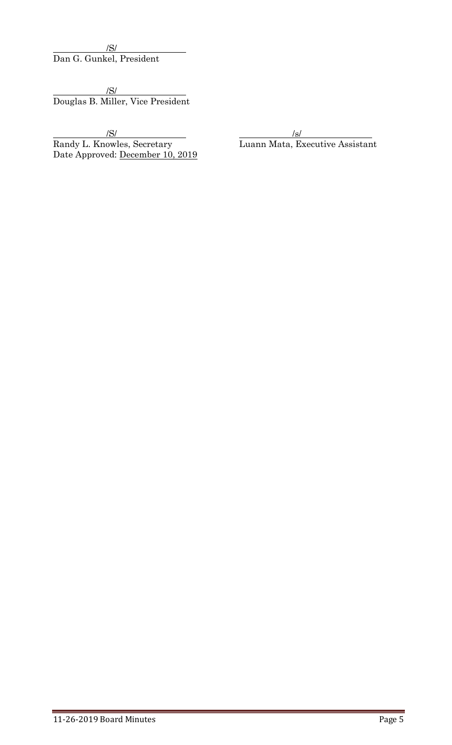/S/

Dan G. Gunkel, President

/S/

Douglas B. Miller, Vice President

/S/

Randy L. Knowles, Secretary

Date Approved: December 10, 2019

/s/

Luann Mata, Executive Assistant